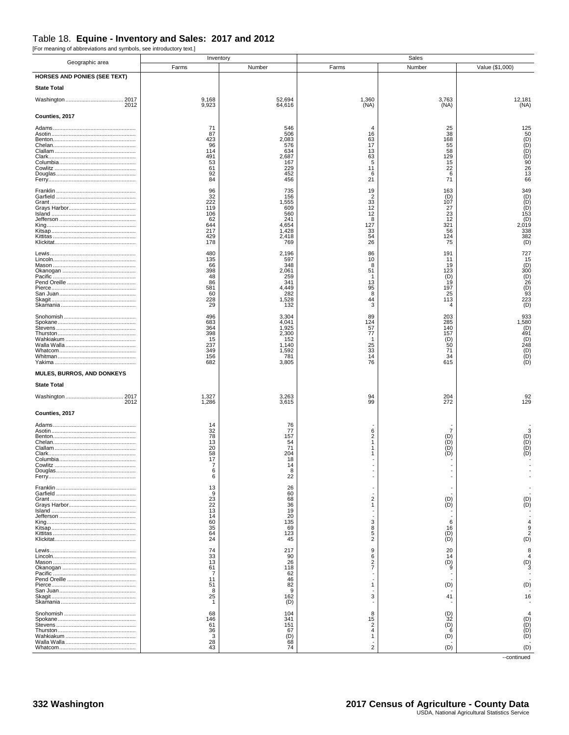# Table 18. Equine - Inventory and Sales: 2017 and 2012

[For meaning of abbreviations and symbols, see introductory text.]

| Geographic area | Inventory | | Sales | | |
|---|---|---|---|---|---|
| | Farms | Number | Farms | Number | Value ($1,000) |
| **HORSES AND PONIES (SEE TEXT)** | | | | | |
| **State Total** | | | | | |
| Washington 2017 | 9,168 | 52,694 | 1,360 | 3,763 | 12,181 |
| 2012 | 9,923 | 64,616 | (NA) | (NA) | (NA) |
| **Counties, 2017** | | | | | |
| Adams | 71 | 546 | 4 | 25 | 125 |
| Asotin | 87 | 506 | 16 | 38 | 50 |
| Benton | 423 | 2,083 | 63 | 168 | (D) |
| Chelan | 96 | 576 | 17 | 55 | (D) |
| Clallam | 114 | 634 | 13 | 58 | (D) |
| Clark | 491 | 2,687 | 63 | 129 | (D) |
| Columbia | 53 | 167 | 5 | 15 | 90 |
| Cowlitz | 61 | 229 | 11 | 22 | 26 |
| Douglas | 92 | 452 | 6 | 6 | 13 |
| Ferry | 84 | 456 | 21 | 71 | 66 |
| Franklin | 96 | 735 | 19 | 163 | 349 |
| Garfield | 32 | 156 | 2 | (D) | (D) |
| Grant | 222 | 1,555 | 33 | 107 | (D) |
| Grays Harbor | 119 | 609 | 12 | 27 | (D) |
| Island | 106 | 560 | 12 | 23 | 153 |
| Jefferson | 62 | 241 | 8 | 12 | (D) |
| King | 644 | 4,654 | 127 | 321 | 2,019 |
| Kitsap | 217 | 1,428 | 33 | 56 | 338 |
| Kittitas | 429 | 2,418 | 54 | 124 | 382 |
| Klickitat | 178 | 769 | 26 | 75 | (D) |
| Lewis | 480 | 2,196 | 86 | 191 | 727 |
| Lincoln | 135 | 597 | 10 | 11 | 15 |
| Mason | 66 | 348 | 8 | 19 | (D) |
| Okanogan | 398 | 2,061 | 51 | 123 | 300 |
| Pacific | 48 | 259 | 1 | (D) | (D) |
| Pend Oreille | 86 | 341 | 13 | 19 | 26 |
| Pierce | 581 | 4,449 | 95 | 197 | (D) |
| San Juan | 60 | 282 | 8 | 25 | 93 |
| Skagit | 228 | 1,528 | 44 | 113 | 223 |
| Skamania | 29 | 132 | 3 | 4 | (D) |
| Snohomish | 496 | 3,304 | 89 | 203 | 933 |
| Spokane | 683 | 4,041 | 124 | 285 | 1,580 |
| Stevens | 364 | 1,925 | 57 | 140 | (D) |
| Thurston | 398 | 2,300 | 77 | 157 | 491 |
| Wahkiakum | 15 | 152 | 1 | (D) | (D) |
| Walla Walla | 237 | 1,140 | 25 | 50 | 248 |
| Whatcom | 349 | 1,592 | 33 | 71 | (D) |
| Whitman | 156 | 781 | 14 | 34 | (D) |
| Yakima | 682 | 3,805 | 76 | 615 | (D) |
| **MULES, BURROS, AND DONKEYS** | | | | | |
| **State Total** | | | | | |
| Washington 2017 | 1,327 | 3,263 | 94 | 204 | 92 |
| 2012 | 1,286 | 3,615 | 99 | 272 | 129 |
| **Counties, 2017** | | | | | |
| Adams | 14 | 76 | - | - | - |
| Asotin | 32 | 77 | 6 | 7 | 3 |
| Benton | 78 | 157 | 2 | (D) | (D) |
| Chelan | 13 | 54 | 1 | (D) | (D) |
| Clallam | 20 | 71 | 1 | (D) | (D) |
| Clark | 58 | 204 | 1 | (D) | (D) |
| Columbia | 17 | 18 | - | - | - |
| Cowlitz | 7 | 14 | - | - | - |
| Douglas | 6 | 8 | - | - | - |
| Ferry | 6 | 22 | - | - | - |
| Franklin | 13 | 26 | - | - | - |
| Garfield | 9 | 60 | - | - | - |
| Grant | 23 | 68 | 2 | (D) | (D) |
| Grays Harbor | 22 | 36 | 1 | (D) | (D) |
| Island | 13 | 19 | - | - | - |
| Jefferson | 14 | 20 | - | - | - |
| King | 60 | 135 | 3 | 6 | 4 |
| Kitsap | 35 | 69 | 8 | 16 | 9 |
| Kittitas | 64 | 123 | 5 | (D) | 2 |
| Klickitat | 24 | 45 | 2 | (D) | (D) |
| Lewis | 74 | 217 | 9 | 20 | 8 |
| Lincoln | 33 | 90 | 6 | 14 | 4 |
| Mason | 13 | 26 | 2 | (D) | (D) |
| Okanogan | 61 | 118 | 7 | 9 | 3 |
| Pacific | 7 | 62 | - | - | - |
| Pend Oreille | 11 | 46 | - | - | - |
| Pierce | 51 | 82 | 1 | (D) | (D) |
| San Juan | 8 | 9 | - | - | - |
| Skagit | 25 | 162 | 3 | 41 | 16 |
| Skamania | 1 | (D) | - | - | - |
| Snohomish | 68 | 104 | 8 | (D) | 4 |
| Spokane | 146 | 341 | 15 | 32 | (D) |
| Stevens | 61 | 151 | 2 | (D) | (D) |
| Thurston | 36 | 67 | 4 | 6 | (D) |
| Wahkiakum | 3 | (D) | 1 | (D) | (D) |
| Walla Walla | 28 | 68 | - | - | - |
| Whatcom | 43 | 74 | 2 | (D) | (D) |

--continued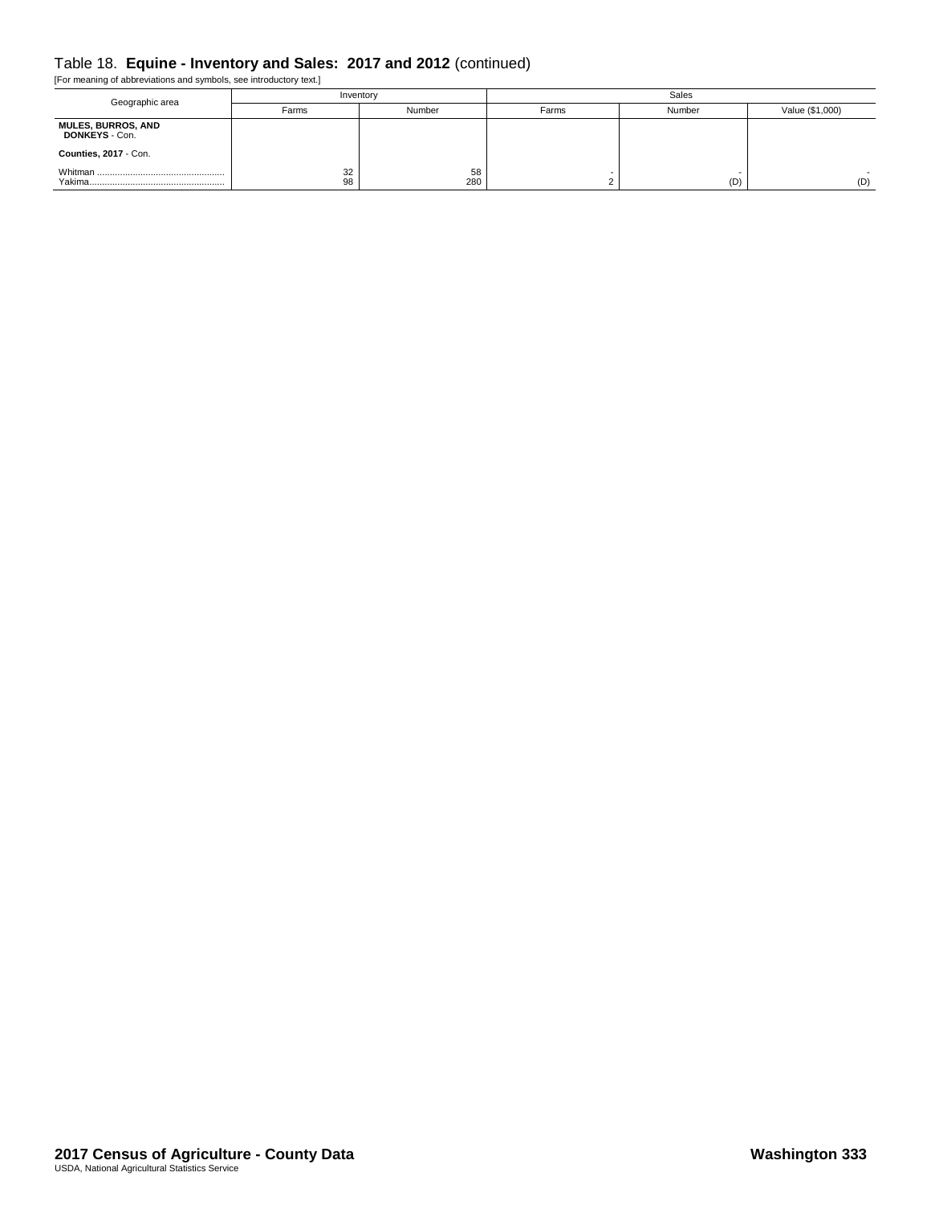## Table 18. **Equine - Inventory and Sales: 2017 and 2012** (continued)

[For meaning of abbreviations and symbols, see introductory text.]

| Geographic area | Inventory | | Sales | | |
|---|---|---|---|---|---|
| | Farms | Number | Farms | Number | Value ($1,000) |
| **MULES, BURROS, AND DONKEYS** - Con. | | | | | |
| **Counties, 2017** - Con. | | | | | |
| Whitman | 32 | 58 | - | - | - |
| Yakima | 98 | 280 | 2 | (D) | (D) |